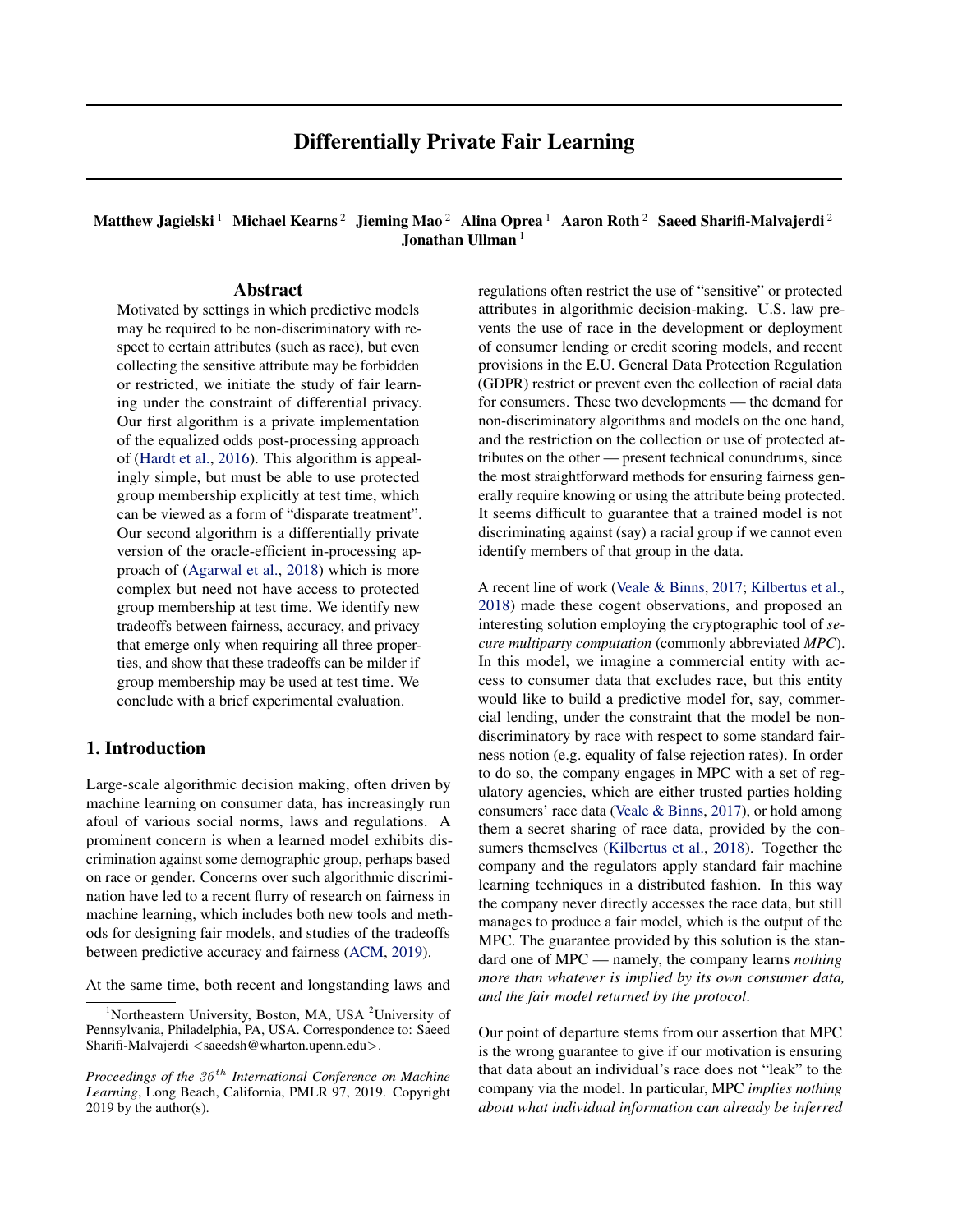# Differentially Private Fair Learning

**Matthew Jagielski** [1] **Michael Kearns** [2] **Jieming Mao** [2] **Alina Oprea** [1] **Aaron Roth** [2] **Saeed Sharifi-Malvajerdi** [2] **Jonathan Ullman** [1]

## Abstract

Motivated by settings in which predictive models may be required to be non-discriminatory with respect to certain attributes (such as race), but even collecting the sensitive attribute may be forbidden or restricted, we initiate the study of fair learning under the constraint of differential privacy. Our first algorithm is a private implementation of the equalized odds post-processing approach of (Hardt et al., 2016). This algorithm is appealingly simple, but must be able to use protected group membership explicitly at test time, which can be viewed as a form of "disparate treatment". Our second algorithm is a differentially private version of the oracle-efficient in-processing approach of (Agarwal et al., 2018) which is more complex but need not have access to protected group membership at test time. We identify new tradeoffs between fairness, accuracy, and privacy that emerge only when requiring all three properties, and show that these tradeoffs can be milder if group membership may be used at test time. We conclude with a brief experimental evaluation.

## 1. Introduction

Large-scale algorithmic decision making, often driven by machine learning on consumer data, has increasingly run afoul of various social norms, laws and regulations. A prominent concern is when a learned model exhibits discrimination against some demographic group, perhaps based on race or gender. Concerns over such algorithmic discrimination have led to a recent flurry of research on fairness in machine learning, which includes both new tools and methods for designing fair models, and studies of the tradeoffs between predictive accuracy and fairness (ACM, 2019).

At the same time, both recent and longstanding laws and regulations often restrict the use of "sensitive" or protected attributes in algorithmic decision-making. U.S. law prevents the use of race in the development or deployment of consumer lending or credit scoring models, and recent provisions in the E.U. General Data Protection Regulation (GDPR) restrict or prevent even the collection of racial data for consumers. These two developments — the demand for non-discriminatory algorithms and models on the one hand, and the restriction on the collection or use of protected attributes on the other — present technical conundrums, since the most straightforward methods for ensuring fairness generally require knowing or using the attribute being protected. It seems difficult to guarantee that a trained model is not discriminating against (say) a racial group if we cannot even identify members of that group in the data.

A recent line of work (Veale & Binns, 2017; Kilbertus et al., 2018) made these cogent observations, and proposed an interesting solution employing the cryptographic tool of *secure multiparty computation* (commonly abbreviated *MPC*). In this model, we imagine a commercial entity with access to consumer data that excludes race, but this entity would like to build a predictive model for, say, commercial lending, under the constraint that the model be non-discriminatory by race with respect to some standard fairness notion (e.g. equality of false rejection rates). In order to do so, the company engages in MPC with a set of regulatory agencies, which are either trusted parties holding consumers' race data (Veale & Binns, 2017), or hold among them a secret sharing of race data, provided by the consumers themselves (Kilbertus et al., 2018). Together the company and the regulators apply standard fair machine learning techniques in a distributed fashion. In this way the company never directly accesses the race data, but still manages to produce a fair model, which is the output of the MPC. The guarantee provided by this solution is the standard one of MPC — namely, the company learns *nothing more than whatever is implied by its own consumer data, and the fair model returned by the protocol*.

Our point of departure stems from our assertion that MPC is the wrong guarantee to give if our motivation is ensuring that data about an individual's race does not "leak" to the company via the model. In particular, MPC *implies nothing about what individual information can already be inferred*

[1] Northeastern University, Boston, MA, USA [2] University of Pennsylvania, Philadelphia, PA, USA. Correspondence to: Saeed Sharifi-Malvajerdi <saeedsh@wharton.upenn.edu>.

*Proceedings of the 36th International Conference on Machine Learning*, Long Beach, California, PMLR 97, 2019. Copyright 2019 by the author(s).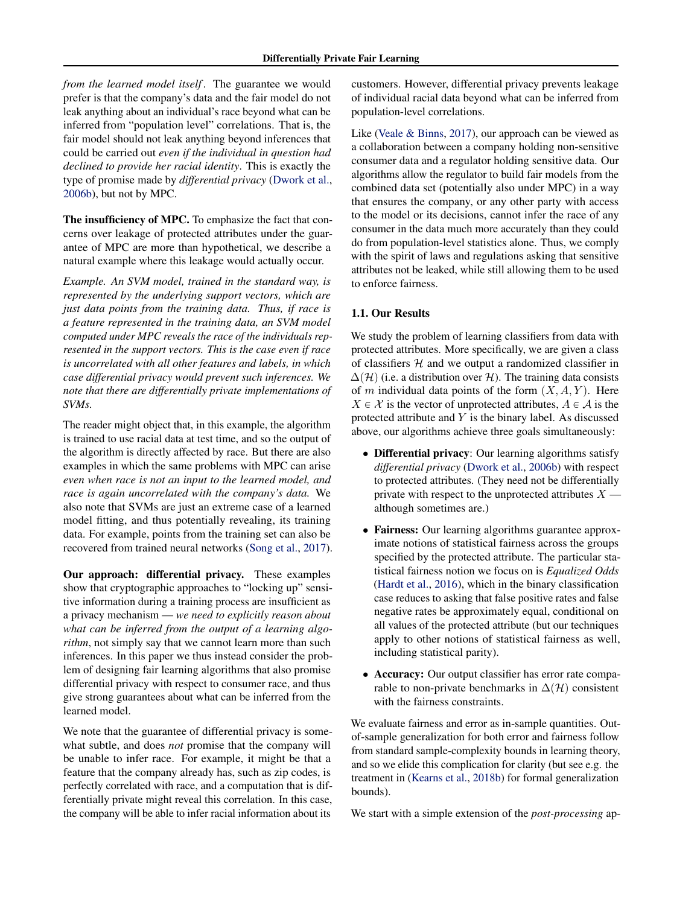*from the learned model itself*. The guarantee we would prefer is that the company's data and the fair model do not leak anything about an individual's race beyond what can be inferred from "population level" correlations. That is, the fair model should not leak anything beyond inferences that could be carried out *even if the individual in question had declined to provide her racial identity*. This is exactly the type of promise made by *differential privacy* (Dwork et al., 2006b), but not by MPC.

**The insufficiency of MPC.** To emphasize the fact that concerns over leakage of protected attributes under the guarantee of MPC are more than hypothetical, we describe a natural example where this leakage would actually occur.

*Example. An SVM model, trained in the standard way, is represented by the underlying support vectors, which are just data points from the training data. Thus, if race is a feature represented in the training data, an SVM model computed under MPC reveals the race of the individuals represented in the support vectors. This is the case even if race is uncorrelated with all other features and labels, in which case differential privacy would prevent such inferences. We note that there are differentially private implementations of SVMs.*

The reader might object that, in this example, the algorithm is trained to use racial data at test time, and so the output of the algorithm is directly affected by race. But there are also examples in which the same problems with MPC can arise *even when race is not an input to the learned model, and race is again uncorrelated with the company's data.* We also note that SVMs are just an extreme case of a learned model fitting, and thus potentially revealing, its training data. For example, points from the training set can also be recovered from trained neural networks (Song et al., 2017).

**Our approach: differential privacy.** These examples show that cryptographic approaches to "locking up" sensitive information during a training process are insufficient as a privacy mechanism — *we need to explicitly reason about what can be inferred from the output of a learning algorithm*, not simply say that we cannot learn more than such inferences. In this paper we thus instead consider the problem of designing fair learning algorithms that also promise differential privacy with respect to consumer race, and thus give strong guarantees about what can be inferred from the learned model.

We note that the guarantee of differential privacy is somewhat subtle, and does *not* promise that the company will be unable to infer race. For example, it might be that a feature that the company already has, such as zip codes, is perfectly correlated with race, and a computation that is differentially private might reveal this correlation. In this case, the company will be able to infer racial information about its customers. However, differential privacy prevents leakage of individual racial data beyond what can be inferred from population-level correlations.

Like (Veale & Binns, 2017), our approach can be viewed as a collaboration between a company holding non-sensitive consumer data and a regulator holding sensitive data. Our algorithms allow the regulator to build fair models from the combined data set (potentially also under MPC) in a way that ensures the company, or any other party with access to the model or its decisions, cannot infer the race of any consumer in the data much more accurately than they could do from population-level statistics alone. Thus, we comply with the spirit of laws and regulations asking that sensitive attributes not be leaked, while still allowing them to be used to enforce fairness.

### 1.1. Our Results

We study the problem of learning classifiers from data with protected attributes. More specifically, we are given a class of classifiers $\mathcal{H}$ and we output a randomized classifier in $\Delta(\mathcal{H})$ (i.e. a distribution over $\mathcal{H}$). The training data consists of $m$ individual data points of the form $(X, A, Y)$. Here $X \in \mathcal{X}$ is the vector of unprotected attributes, $A \in \mathcal{A}$ is the protected attribute and $Y$ is the binary label. As discussed above, our algorithms achieve three goals simultaneously:

- **Differential privacy**: Our learning algorithms satisfy *differential privacy* (Dwork et al., 2006b) with respect to protected attributes. (They need not be differentially private with respect to the unprotected attributes $X$ — although sometimes are.)
- **Fairness:** Our learning algorithms guarantee approximate notions of statistical fairness across the groups specified by the protected attribute. The particular statistical fairness notion we focus on is *Equalized Odds* (Hardt et al., 2016), which in the binary classification case reduces to asking that false positive rates and false negative rates be approximately equal, conditional on all values of the protected attribute (but our techniques apply to other notions of statistical fairness as well, including statistical parity).
- **Accuracy:** Our output classifier has error rate comparable to non-private benchmarks in $\Delta(\mathcal{H})$ consistent with the fairness constraints.

We evaluate fairness and error as in-sample quantities. Out-of-sample generalization for both error and fairness follow from standard sample-complexity bounds in learning theory, and so we elide this complication for clarity (but see e.g. the treatment in (Kearns et al., 2018b) for formal generalization bounds).

We start with a simple extension of the *post-processing* ap-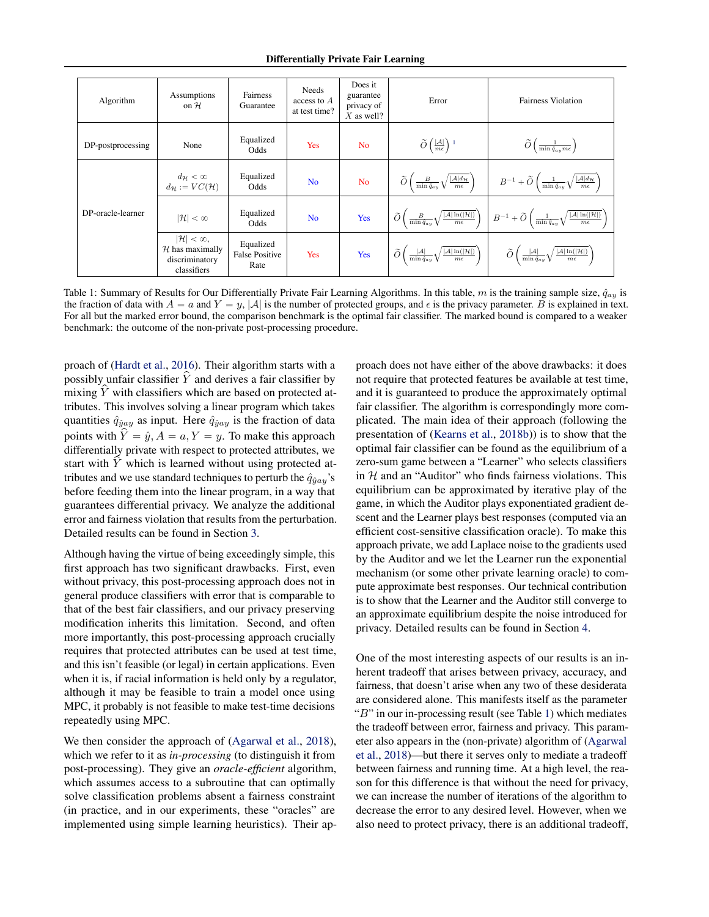| Algorithm | Assumptions on $\mathcal{H}$ | Fairness Guarantee | Needs access to $A$ at test time? | Does it guarantee privacy of $X$ as well? | Error | Fairness Violation |
|---|---|---|---|---|---|---|
| DP-postprocessing | None | Equalized Odds | Yes | No | $\widetilde{O}\left(\frac{\lvert\mathcal{A}\rvert}{m\epsilon}\right)$ [1] | $\widetilde{O}\left(\frac{1}{\min \hat{q}_{ay} m\epsilon}\right)$ |
| DP-oracle-learner | $d_{\mathcal{H}} < \infty$ $d_{\mathcal{H}} := VC(\mathcal{H})$ | Equalized Odds | No | No | $\widetilde{O}\left(\frac{B}{\min \hat{q}_{ay}}\sqrt{\frac{\lvert\mathcal{A}\rvert d_{\mathcal{H}}}{m\epsilon}}\right)$ | $B^{-1} + \widetilde{O}\left(\frac{1}{\min \hat{q}_{ay}}\sqrt{\frac{\lvert\mathcal{A}\rvert d_{\mathcal{H}}}{m\epsilon}}\right)$ |
| | $\lvert\mathcal{H}\rvert < \infty$ | Equalized Odds | No | Yes | $\widetilde{O}\left(\frac{B}{\min \hat{q}_{ay}}\sqrt{\frac{\lvert\mathcal{A}\rvert \ln(\lvert\mathcal{H}\rvert)}{m\epsilon}}\right)$ | $B^{-1} + \widetilde{O}\left(\frac{1}{\min \hat{q}_{ay}}\sqrt{\frac{\lvert\mathcal{A}\rvert \ln(\lvert\mathcal{H}\rvert)}{m\epsilon}}\right)$ |
| | $\lvert\mathcal{H}\rvert < \infty$, $\mathcal{H}$ has maximally discriminatory classifiers | Equalized False Positive Rate | Yes | Yes | $\widetilde{O}\left(\frac{\lvert\mathcal{A}\rvert}{\min \hat{q}_{ay}}\sqrt{\frac{\lvert\mathcal{A}\rvert \ln(\lvert\mathcal{H}\rvert)}{m\epsilon}}\right)$ | $\widetilde{O}\left(\frac{\lvert\mathcal{A}\rvert}{\min \hat{q}_{ay}}\sqrt{\frac{\lvert\mathcal{A}\rvert \ln(\lvert\mathcal{H}\rvert)}{m\epsilon}}\right)$ |

Table 1: Summary of Results for Our Differentially Private Fair Learning Algorithms. In this table, $m$ is the training sample size, $\hat{q}_{ay}$ is the fraction of data with $A = a$ and $Y = y$, $\lvert\mathcal{A}\rvert$ is the number of protected groups, and $\epsilon$ is the privacy parameter. $B$ is explained in text. For all but the marked error bound, the comparison benchmark is the optimal fair classifier. The marked bound is compared to a weaker benchmark: the outcome of the non-private post-processing procedure.

proach of (Hardt et al., 2016). Their algorithm starts with a possibly unfair classifier $\widehat{Y}$ and derives a fair classifier by mixing $\widehat{Y}$ with classifiers which are based on protected attributes. This involves solving a linear program which takes quantities $\hat{q}_{\hat{y}ay}$ as input. Here $\hat{q}_{\hat{y}ay}$ is the fraction of data points with $\widehat{Y} = \hat{y}, A = a, Y = y$. To make this approach differentially private with respect to protected attributes, we start with $\widehat{Y}$ which is learned without using protected attributes and we use standard techniques to perturb the $\hat{q}_{\hat{y}ay}$'s before feeding them into the linear program, in a way that guarantees differential privacy. We analyze the additional error and fairness violation that results from the perturbation. Detailed results can be found in Section 3.

Although having the virtue of being exceedingly simple, this first approach has two significant drawbacks. First, even without privacy, this post-processing approach does not in general produce classifiers with error that is comparable to that of the best fair classifiers, and our privacy preserving modification inherits this limitation. Second, and often more importantly, this post-processing approach crucially requires that protected attributes can be used at test time, and this isn't feasible (or legal) in certain applications. Even when it is, if racial information is held only by a regulator, although it may be feasible to train a model once using MPC, it probably is not feasible to make test-time decisions repeatedly using MPC.

We then consider the approach of (Agarwal et al., 2018), which we refer to it as *in-processing* (to distinguish it from post-processing). They give an *oracle-efficient* algorithm, which assumes access to a subroutine that can optimally solve classification problems absent a fairness constraint (in practice, and in our experiments, these "oracles" are implemented using simple learning heuristics). Their approach does not have either of the above drawbacks: it does not require that protected features be available at test time, and it is guaranteed to produce the approximately optimal fair classifier. The algorithm is correspondingly more complicated. The main idea of their approach (following the presentation of (Kearns et al., 2018b)) is to show that the optimal fair classifier can be found as the equilibrium of a zero-sum game between a "Learner" who selects classifiers in $\mathcal{H}$ and an "Auditor" who finds fairness violations. This equilibrium can be approximated by iterative play of the game, in which the Auditor plays exponentiated gradient descent and the Learner plays best responses (computed via an efficient cost-sensitive classification oracle). To make this approach private, we add Laplace noise to the gradients used by the Auditor and we let the Learner run the exponential mechanism (or some other private learning oracle) to compute approximate best responses. Our technical contribution is to show that the Learner and the Auditor still converge to an approximate equilibrium despite the noise introduced for privacy. Detailed results can be found in Section 4.

One of the most interesting aspects of our results is an inherent tradeoff that arises between privacy, accuracy, and fairness, that doesn't arise when any two of these desiderata are considered alone. This manifests itself as the parameter "$B$" in our in-processing result (see Table 1) which mediates the tradeoff between error, fairness and privacy. This parameter also appears in the (non-private) algorithm of (Agarwal et al., 2018)—but there it serves only to mediate a tradeoff between fairness and running time. At a high level, the reason for this difference is that without the need for privacy, we can increase the number of iterations of the algorithm to decrease the error to any desired level. However, when we also need to protect privacy, there is an additional tradeoff,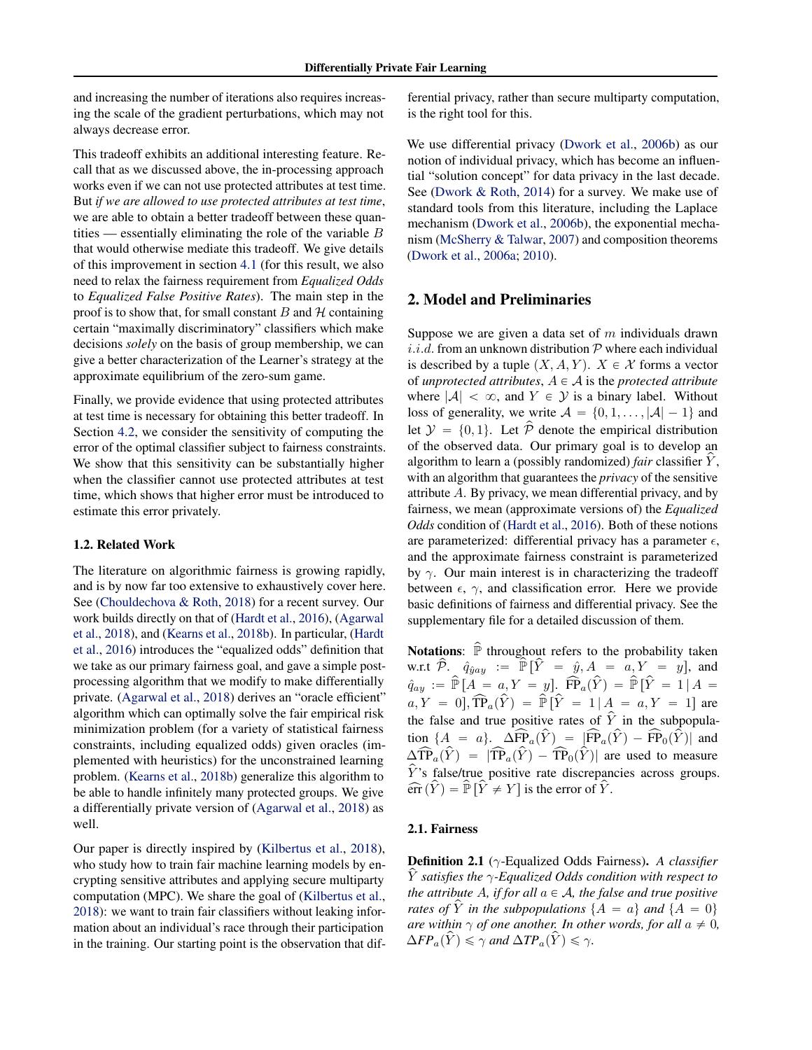and increasing the number of iterations also requires increasing the scale of the gradient perturbations, which may not always decrease error.

This tradeoff exhibits an additional interesting feature. Recall that as we discussed above, the in-processing approach works even if we can not use protected attributes at test time. But *if we are allowed to use protected attributes at test time*, we are able to obtain a better tradeoff between these quantities — essentially eliminating the role of the variable $B$ that would otherwise mediate this tradeoff. We give details of this improvement in section 4.1 (for this result, we also need to relax the fairness requirement from *Equalized Odds* to *Equalized False Positive Rates*). The main step in the proof is to show that, for small constant $B$ and $\mathcal{H}$ containing certain "maximally discriminatory" classifiers which make decisions *solely* on the basis of group membership, we can give a better characterization of the Learner's strategy at the approximate equilibrium of the zero-sum game.

Finally, we provide evidence that using protected attributes at test time is necessary for obtaining this better tradeoff. In Section 4.2, we consider the sensitivity of computing the error of the optimal classifier subject to fairness constraints. We show that this sensitivity can be substantially higher when the classifier cannot use protected attributes at test time, which shows that higher error must be introduced to estimate this error privately.

### 1.2. Related Work

The literature on algorithmic fairness is growing rapidly, and is by now far too extensive to exhaustively cover here. See (Chouldechova & Roth, 2018) for a recent survey. Our work builds directly on that of (Hardt et al., 2016), (Agarwal et al., 2018), and (Kearns et al., 2018b). In particular, (Hardt et al., 2016) introduces the "equalized odds" definition that we take as our primary fairness goal, and gave a simple post-processing algorithm that we modify to make differentially private. (Agarwal et al., 2018) derives an "oracle efficient" algorithm which can optimally solve the fair empirical risk minimization problem (for a variety of statistical fairness constraints, including equalized odds) given oracles (implemented with heuristics) for the unconstrained learning problem. (Kearns et al., 2018b) generalize this algorithm to be able to handle infinitely many protected groups. We give a differentially private version of (Agarwal et al., 2018) as well.

Our paper is directly inspired by (Kilbertus et al., 2018), who study how to train fair machine learning models by encrypting sensitive attributes and applying secure multiparty computation (MPC). We share the goal of (Kilbertus et al., 2018): we want to train fair classifiers without leaking information about an individual's race through their participation in the training. Our starting point is the observation that differential privacy, rather than secure multiparty computation, is the right tool for this.

We use differential privacy (Dwork et al., 2006b) as our notion of individual privacy, which has become an influential "solution concept" for data privacy in the last decade. See (Dwork & Roth, 2014) for a survey. We make use of standard tools from this literature, including the Laplace mechanism (Dwork et al., 2006b), the exponential mechanism (McSherry & Talwar, 2007) and composition theorems (Dwork et al., 2006a; 2010).

## 2. Model and Preliminaries

Suppose we are given a data set of $m$ individuals drawn $i.i.d.$ from an unknown distribution $\mathcal{P}$ where each individual is described by a tuple $(X, A, Y)$. $X \in \mathcal{X}$ forms a vector of *unprotected attributes*, $A \in \mathcal{A}$ is the *protected attribute* where $|\mathcal{A}| < \infty$, and $Y \in \mathcal{Y}$ is a binary label. Without loss of generality, we write $\mathcal{A} = \{0, 1, \ldots, |\mathcal{A}| - 1\}$ and let $\mathcal{Y} = \{0, 1\}$. Let $\widehat{\mathcal{P}}$ denote the empirical distribution of the observed data. Our primary goal is to develop an algorithm to learn a (possibly randomized) *fair* classifier $\widehat{Y}$, with an algorithm that guarantees the *privacy* of the sensitive attribute $A$. By privacy, we mean differential privacy, and by fairness, we mean (approximate versions of) the *Equalized Odds* condition of (Hardt et al., 2016). Both of these notions are parameterized: differential privacy has a parameter $\epsilon$, and the approximate fairness constraint is parameterized by $\gamma$. Our main interest is in characterizing the tradeoff between $\epsilon$, $\gamma$, and classification error. Here we provide basic definitions of fairness and differential privacy. See the supplementary file for a detailed discussion of them.

**Notations**: $\widehat{\mathbb{P}}$ throughout refers to the probability taken w.r.t $\widehat{\mathcal{P}}$. $\hat{q}_{\hat{y}ay} := \widehat{\mathbb{P}}[\widehat{Y} = \hat{y}, A = a, Y = y]$, and $\hat{q}_{ay} := \widehat{\mathbb{P}}[A = a, Y = y]$. $\widehat{\text{FP}}_a(\widehat{Y}) = \widehat{\mathbb{P}}[\widehat{Y} = 1 \,|\, A = a, Y = 0], \widehat{\text{TP}}_a(\widehat{Y}) = \widehat{\mathbb{P}}[\widehat{Y} = 1 \,|\, A = a, Y = 1]$ are the false and true positive rates of $\widehat{Y}$ in the subpopulation $\{A = a\}$. $\Delta\widehat{\text{FP}}_a(\widehat{Y}) = |\widehat{\text{FP}}_a(\widehat{Y}) - \widehat{\text{FP}}_0(\widehat{Y})|$ and $\Delta\widehat{\text{TP}}_a(\widehat{Y}) = |\widehat{\text{TP}}_a(\widehat{Y}) - \widehat{\text{TP}}_0(\widehat{Y})|$ are used to measure $\widehat{Y}$'s false/true positive rate discrepancies across groups. $\widehat{\text{err}}(\widehat{Y}) = \widehat{\mathbb{P}}[\widehat{Y} \neq Y]$ is the error of $\widehat{Y}$.

### 2.1. Fairness

**Definition 2.1** ($\gamma$-Equalized Odds Fairness)**.** *A classifier $\widehat{Y}$ satisfies the $\gamma$-Equalized Odds condition with respect to the attribute $A$, if for all $a \in \mathcal{A}$, the false and true positive rates of $\widehat{Y}$ in the subpopulations $\{A = a\}$ and $\{A = 0\}$ are within $\gamma$ of one another. In other words, for all $a \neq 0$, $\Delta FP_a(\widehat{Y}) \leqslant \gamma$ and $\Delta TP_a(\widehat{Y}) \leqslant \gamma$.*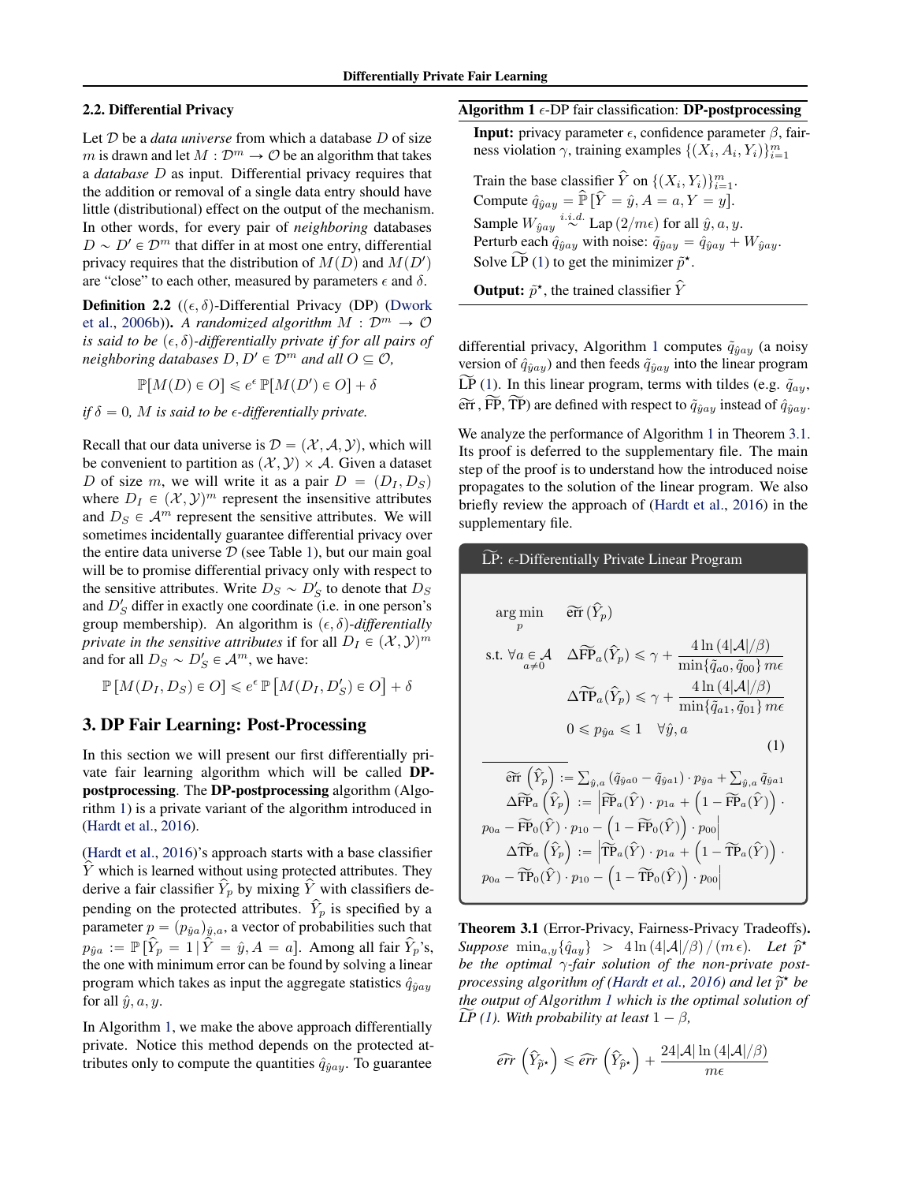### 2.2. Differential Privacy

Let $\mathcal{D}$ be a *data universe* from which a database $D$ of size $m$ is drawn and let $M : \mathcal{D}^m \to \mathcal{O}$ be an algorithm that takes a *database* $D$ as input. Differential privacy requires that the addition or removal of a single data entry should have little (distributional) effect on the output of the mechanism. In other words, for every pair of *neighboring* databases $D \sim D' \in \mathcal{D}^m$ that differ in at most one entry, differential privacy requires that the distribution of $M(D)$ and $M(D')$ are "close" to each other, measured by parameters $\epsilon$ and $\delta$.

**Definition 2.2** (($\epsilon, \delta$)-Differential Privacy (DP) (Dwork et al., 2006b)). *A randomized algorithm $M : \mathcal{D}^m \to \mathcal{O}$ is said to be $(\epsilon, \delta)$-differentially private if for all pairs of neighboring databases $D, D' \in \mathcal{D}^m$ and all $O \subseteq \mathcal{O}$,*

$$\mathbb{P}[M(D) \in O] \leqslant e^{\epsilon}\, \mathbb{P}[M(D') \in O] + \delta$$

*if $\delta = 0$, $M$ is said to be $\epsilon$-differentially private.*

Recall that our data universe is $\mathcal{D} = (\mathcal{X}, \mathcal{A}, \mathcal{Y})$, which will be convenient to partition as $(\mathcal{X}, \mathcal{Y}) \times \mathcal{A}$. Given a dataset $D$ of size $m$, we will write it as a pair $D = (D_I, D_S)$ where $D_I \in (\mathcal{X}, \mathcal{Y})^m$ represent the insensitive attributes and $D_S \in \mathcal{A}^m$ represent the sensitive attributes. We will sometimes incidentally guarantee differential privacy over the entire data universe $\mathcal{D}$ (see Table 1), but our main goal will be to promise differential privacy only with respect to the sensitive attributes. Write $D_S \sim D'_S$ to denote that $D_S$ and $D'_S$ differ in exactly one coordinate (i.e. in one person's group membership). An algorithm is $(\epsilon, \delta)$-*differentially private in the sensitive attributes* if for all $D_I \in (\mathcal{X}, \mathcal{Y})^m$ and for all $D_S \sim D'_S \in \mathcal{A}^m$, we have:

$$\mathbb{P}\left[M(D_I, D_S) \in O\right] \leqslant e^{\epsilon}\, \mathbb{P}\left[M(D_I, D'_S) \in O\right] + \delta$$

## 3. DP Fair Learning: Post-Processing

In this section we will present our first differentially private fair learning algorithm which will be called **DP-postprocessing**. The **DP-postprocessing** algorithm (Algorithm 1) is a private variant of the algorithm introduced in (Hardt et al., 2016).

(Hardt et al., 2016)'s approach starts with a base classifier $\widehat{Y}$ which is learned without using protected attributes. They derive a fair classifier $\widehat{Y}_p$ by mixing $\widehat{Y}$ with classifiers depending on the protected attributes. $\widehat{Y}_p$ is specified by a parameter $p = (p_{\hat{y}a})_{\hat{y},a}$, a vector of probabilities such that $p_{\hat{y}a} := \mathbb{P}[\widehat{Y}_p = 1 \,|\, \widehat{Y} = \hat{y}, A = a]$. Among all fair $\widehat{Y}_p$'s, the one with minimum error can be found by solving a linear program which takes as input the aggregate statistics $\hat{q}_{\hat{y}ay}$ for all $\hat{y}, a, y$.

In Algorithm 1, we make the above approach differentially private. Notice this method depends on the protected attributes only to compute the quantities $\hat{q}_{\hat{y}ay}$. To guarantee differential privacy, Algorithm 1 computes $\tilde{q}_{\hat{y}ay}$ (a noisy version of $\hat{q}_{\hat{y}ay}$) and then feeds $\tilde{q}_{\hat{y}ay}$ into the linear program $\widetilde{\text{LP}}$ (1). In this linear program, terms with tildes (e.g. $\tilde{q}_{ay}$, $\widetilde{\text{err}}$, $\widetilde{\text{FP}}$, $\widetilde{\text{TP}}$) are defined with respect to $\tilde{q}_{\hat{y}ay}$ instead of $\hat{q}_{\hat{y}ay}$.

---

**Algorithm 1** $\epsilon$-DP fair classification: **DP-postprocessing**

**Input:** privacy parameter $\epsilon$, confidence parameter $\beta$, fairness violation $\gamma$, training examples $\{(X_i, A_i, Y_i)\}_{i=1}^m$

Train the base classifier $\widehat{Y}$ on $\{(X_i, Y_i)\}_{i=1}^m$.
Compute $\hat{q}_{\hat{y}ay} = \widehat{\mathbb{P}}\,[\widehat{Y} = \hat{y}, A = a, Y = y]$.
Sample $W_{\hat{y}ay} \overset{i.i.d.}{\sim} \text{Lap}\,(2/m\epsilon)$ for all $\hat{y}, a, y$.
Perturb each $\hat{q}_{\hat{y}ay}$ with noise: $\tilde{q}_{\hat{y}ay} = \hat{q}_{\hat{y}ay} + W_{\hat{y}ay}$.
Solve $\widetilde{\text{LP}}$ (1) to get the minimizer $\tilde{p}^{\star}$.

**Output:** $\tilde{p}^{\star}$, the trained classifier $\widehat{Y}$

---

We analyze the performance of Algorithm 1 in Theorem 3.1. Its proof is deferred to the supplementary file. The main step of the proof is to understand how the introduced noise propagates to the solution of the linear program. We also briefly review the approach of (Hardt et al., 2016) in the supplementary file.

---

**$\widetilde{\text{LP}}$: $\epsilon$-Differentially Private Linear Program**

$$\underset{p}{\arg\min} \quad \widetilde{\text{err}}\,(\widehat{Y}_p)$$

$$\text{s.t. } \forall \underset{a \neq 0}{a \in \mathcal{A}} \quad \Delta\widetilde{\text{FP}}_a(\widehat{Y}_p) \leqslant \gamma + \frac{4\ln(4|\mathcal{A}|/\beta)}{\min\{\tilde{q}_{a0}, \tilde{q}_{00}\}\, m\epsilon}$$

$$\Delta\widetilde{\text{TP}}_a(\widehat{Y}_p) \leqslant \gamma + \frac{4\ln(4|\mathcal{A}|/\beta)}{\min\{\tilde{q}_{a1}, \tilde{q}_{01}\}\, m\epsilon}$$

$$0 \leqslant p_{\hat{y}a} \leqslant 1 \quad \forall \hat{y}, a \qquad (1)$$

$$\widetilde{\text{err}}\left(\widehat{Y}_p\right) := \textstyle\sum_{\hat{y},a} (\tilde{q}_{\hat{y}a0} - \tilde{q}_{\hat{y}a1}) \cdot p_{\hat{y}a} + \sum_{\hat{y},a} \tilde{q}_{\hat{y}a1}$$

$$\Delta\widetilde{\text{FP}}_a\left(\widehat{Y}_p\right) := \left|\widetilde{\text{FP}}_a(\widehat{Y}) \cdot p_{1a} + \left(1 - \widetilde{\text{FP}}_a(\widehat{Y})\right) \cdot p_{0a} - \widetilde{\text{FP}}_0(\widehat{Y}) \cdot p_{10} - \left(1 - \widetilde{\text{FP}}_0(\widehat{Y})\right) \cdot p_{00}\right|$$

$$\Delta\widetilde{\text{TP}}_a\left(\widehat{Y}_p\right) := \left|\widetilde{\text{TP}}_a(\widehat{Y}) \cdot p_{1a} + \left(1 - \widetilde{\text{TP}}_a(\widehat{Y})\right) \cdot p_{0a} - \widetilde{\text{TP}}_0(\widehat{Y}) \cdot p_{10} - \left(1 - \widetilde{\text{TP}}_0(\widehat{Y})\right) \cdot p_{00}\right|$$

---

**Theorem 3.1** (Error-Privacy, Fairness-Privacy Tradeoffs). *Suppose $\min_{a,y}\{\hat{q}_{ay}\} > 4\ln(4|\mathcal{A}|/\beta)\,/\,(m\,\epsilon)$. Let $\widehat{p}^{\star}$ be the optimal $\gamma$-fair solution of the non-private post-processing algorithm of (Hardt et al., 2016) and let $\widetilde{p}^{\star}$ be the output of Algorithm 1 which is the optimal solution of $\widetilde{LP}$ (1). With probability at least $1 - \beta$,*

$$\widehat{err}\left(\widehat{Y}_{\widetilde{p}^{\star}}\right) \leqslant \widehat{err}\left(\widehat{Y}_{\widehat{p}^{\star}}\right) + \frac{24|\mathcal{A}|\ln(4|\mathcal{A}|/\beta)}{m\epsilon}$$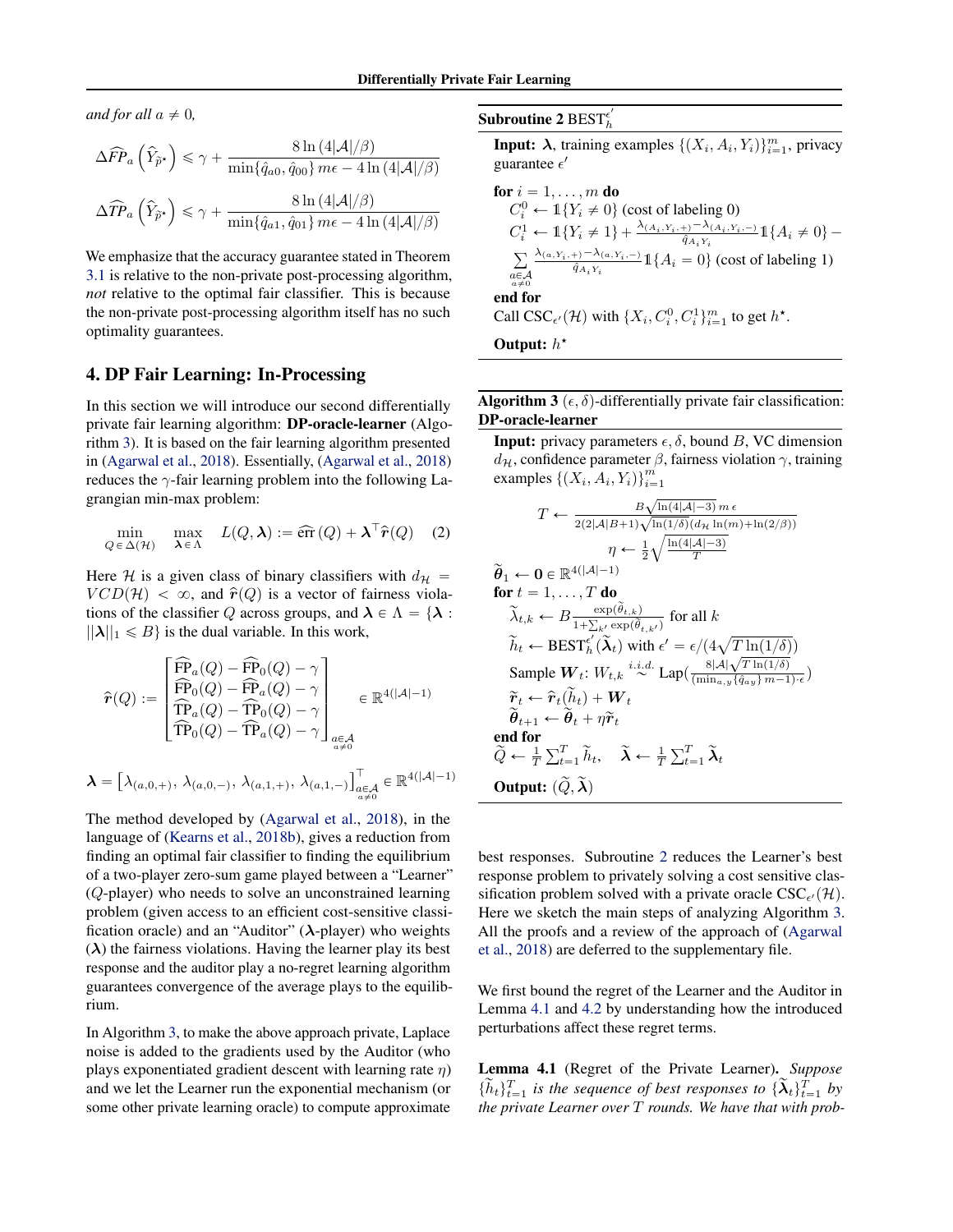*and for all $a \neq 0$,*

$$\Delta\widehat{FP}_a\left(\widehat{Y}_{\widehat{p}^\star}\right) \leqslant \gamma + \frac{8\ln(4|\mathcal{A}|/\beta)}{\min\{\hat{q}_{a0}, \hat{q}_{00}\}\, m\epsilon - 4\ln(4|\mathcal{A}|/\beta)}$$

$$\Delta\widehat{TP}_a\left(\widehat{Y}_{\widehat{p}^\star}\right) \leqslant \gamma + \frac{8\ln(4|\mathcal{A}|/\beta)}{\min\{\hat{q}_{a1}, \hat{q}_{01}\}\, m\epsilon - 4\ln(4|\mathcal{A}|/\beta)}$$

We emphasize that the accuracy guarantee stated in Theorem 3.1 is relative to the non-private post-processing algorithm, *not* relative to the optimal fair classifier. This is because the non-private post-processing algorithm itself has no such optimality guarantees.

## 4. DP Fair Learning: In-Processing

In this section we will introduce our second differentially private fair learning algorithm: **DP-oracle-learner** (Algorithm 3). It is based on the fair learning algorithm presented in (Agarwal et al., 2018). Essentially, (Agarwal et al., 2018) reduces the $\gamma$-fair learning problem into the following Lagrangian min-max problem:

$$\min_{Q \in \Delta(\mathcal{H})} \max_{\boldsymbol{\lambda} \in \Lambda} \quad L(Q, \boldsymbol{\lambda}) := \widehat{\text{err}}\,(Q) + \boldsymbol{\lambda}^\top \widehat{\boldsymbol{r}}(Q) \quad (2)$$

Here $\mathcal{H}$ is a given class of binary classifiers with $d_{\mathcal{H}} = VCD(\mathcal{H}) < \infty$, and $\widehat{\boldsymbol{r}}(Q)$ is a vector of fairness violations of the classifier $Q$ across groups, and $\boldsymbol{\lambda} \in \Lambda = \{\boldsymbol{\lambda} : ||\boldsymbol{\lambda}||_1 \leqslant B\}$ is the dual variable. In this work,

$$\widehat{\boldsymbol{r}}(Q) := \begin{bmatrix} \widehat{\text{FP}}_a(Q) - \widehat{\text{FP}}_0(Q) - \gamma \\ \widehat{\text{FP}}_0(Q) - \widehat{\text{FP}}_a(Q) - \gamma \\ \widehat{\text{TP}}_a(Q) - \widehat{\text{TP}}_0(Q) - \gamma \\ \widehat{\text{TP}}_0(Q) - \widehat{\text{TP}}_a(Q) - \gamma \end{bmatrix}_{\substack{a \in \mathcal{A} \\ a \neq 0}} \in \mathbb{R}^{4(|\mathcal{A}|-1)}$$

$$\boldsymbol{\lambda} = \left[\lambda_{(a,0,+)},\, \lambda_{(a,0,-)},\, \lambda_{(a,1,+)},\, \lambda_{(a,1,-)}\right]^\top_{\substack{a \in \mathcal{A} \\ a \neq 0}} \in \mathbb{R}^{4(|\mathcal{A}|-1)}$$

The method developed by (Agarwal et al., 2018), in the language of (Kearns et al., 2018b), gives a reduction from finding an optimal fair classifier to finding the equilibrium of a two-player zero-sum game played between a "Learner" ($Q$-player) who needs to solve an unconstrained learning problem (given access to an efficient cost-sensitive classification oracle) and an "Auditor" ($\boldsymbol{\lambda}$-player) who weights ($\boldsymbol{\lambda}$) the fairness violations. Having the learner play its best response and the auditor play a no-regret learning algorithm guarantees convergence of the average plays to the equilibrium.

In Algorithm 3, to make the above approach private, Laplace noise is added to the gradients used by the Auditor (who plays exponentiated gradient descent with learning rate $\eta$) and we let the Learner run the exponential mechanism (or some other private learning oracle) to compute approximate best responses. Subroutine 2 reduces the Learner's best response problem to privately solving a cost sensitive classification problem solved with a private oracle $\text{CSC}_{\epsilon'}(\mathcal{H})$. Here we sketch the main steps of analyzing Algorithm 3. All the proofs and a review of the approach of (Agarwal et al., 2018) are deferred to the supplementary file.

---

**Subroutine 2** $\text{BEST}_h^{\epsilon'}$

**Input:** $\boldsymbol{\lambda}$, training examples $\{(X_i, A_i, Y_i)\}_{i=1}^m$, privacy guarantee $\epsilon'$

**for** $i = 1, \ldots, m$ **do**
  $C_i^0 \leftarrow \mathbb{1}\{Y_i \neq 0\}$ (cost of labeling 0)
  $C_i^1 \leftarrow \mathbb{1}\{Y_i \neq 1\} + \frac{\lambda_{(A_i, Y_i, +)} - \lambda_{(A_i, Y_i, -)}}{\hat{q}_{A_i Y_i}} \mathbb{1}\{A_i \neq 0\} - \sum_{\substack{a \in \mathcal{A} \\ a \neq 0}} \frac{\lambda_{(a, Y_i, +)} - \lambda_{(a, Y_i, -)}}{\hat{q}_{A_i Y_i}} \mathbb{1}\{A_i = 0\}$ (cost of labeling 1)
**end for**
Call $\text{CSC}_{\epsilon'}(\mathcal{H})$ with $\{X_i, C_i^0, C_i^1\}_{i=1}^m$ to get $h^\star$.

**Output:** $h^\star$

---

**Algorithm 3** $(\epsilon, \delta)$-differentially private fair classification: **DP-oracle-learner**

**Input:** privacy parameters $\epsilon, \delta$, bound $B$, VC dimension $d_{\mathcal{H}}$, confidence parameter $\beta$, fairness violation $\gamma$, training examples $\{(X_i, A_i, Y_i)\}_{i=1}^m$

$$T \leftarrow \frac{B\sqrt{\ln(4|\mathcal{A}|-3)}\, m\, \epsilon}{2(2|\mathcal{A}|B+1)\sqrt{\ln(1/\delta)(d_{\mathcal{H}} \ln(m) + \ln(2/\beta))}}$$

$$\eta \leftarrow \frac{1}{2}\sqrt{\frac{\ln(4|\mathcal{A}|-3)}{T}}$$

$\widetilde{\boldsymbol{\theta}}_1 \leftarrow \boldsymbol{0} \in \mathbb{R}^{4(|\mathcal{A}|-1)}$
**for** $t = 1, \ldots, T$ **do**
  $\widetilde{\lambda}_{t,k} \leftarrow B \frac{\exp(\widetilde{\theta}_{t,k})}{1 + \sum_{k'} \exp(\widetilde{\theta}_{t,k'})}$ for all $k$
  $\widetilde{h}_t \leftarrow \text{BEST}_h^{\epsilon'}(\widetilde{\boldsymbol{\lambda}}_t)$ with $\epsilon' = \epsilon / (4\sqrt{T \ln(1/\delta)})$
  Sample $\boldsymbol{W}_t$: $W_{t,k} \overset{i.i.d.}{\sim} \text{Lap}\left(\frac{8|\mathcal{A}|\sqrt{T\ln(1/\delta)}}{(\min_{a,y}\{\hat{q}_{ay}\}\, m - 1) \cdot \epsilon}\right)$
  $\widetilde{\boldsymbol{r}}_t \leftarrow \widehat{\boldsymbol{r}}_t(\widetilde{h}_t) + \boldsymbol{W}_t$
  $\widetilde{\boldsymbol{\theta}}_{t+1} \leftarrow \widetilde{\boldsymbol{\theta}}_t + \eta \widetilde{\boldsymbol{r}}_t$
**end for**
$\widetilde{Q} \leftarrow \frac{1}{T}\sum_{t=1}^T \widetilde{h}_t, \quad \widetilde{\boldsymbol{\lambda}} \leftarrow \frac{1}{T}\sum_{t=1}^T \widetilde{\boldsymbol{\lambda}}_t$

**Output:** $(\widetilde{Q}, \widetilde{\boldsymbol{\lambda}})$

---

We first bound the regret of the Learner and the Auditor in Lemma 4.1 and 4.2 by understanding how the introduced perturbations affect these regret terms.

**Lemma 4.1** (Regret of the Private Learner)**.** *Suppose $\{\widetilde{h}_t\}_{t=1}^T$ is the sequence of best responses to $\{\widetilde{\boldsymbol{\lambda}}_t\}_{t=1}^T$ by the private Learner over $T$ rounds. We have that with prob-*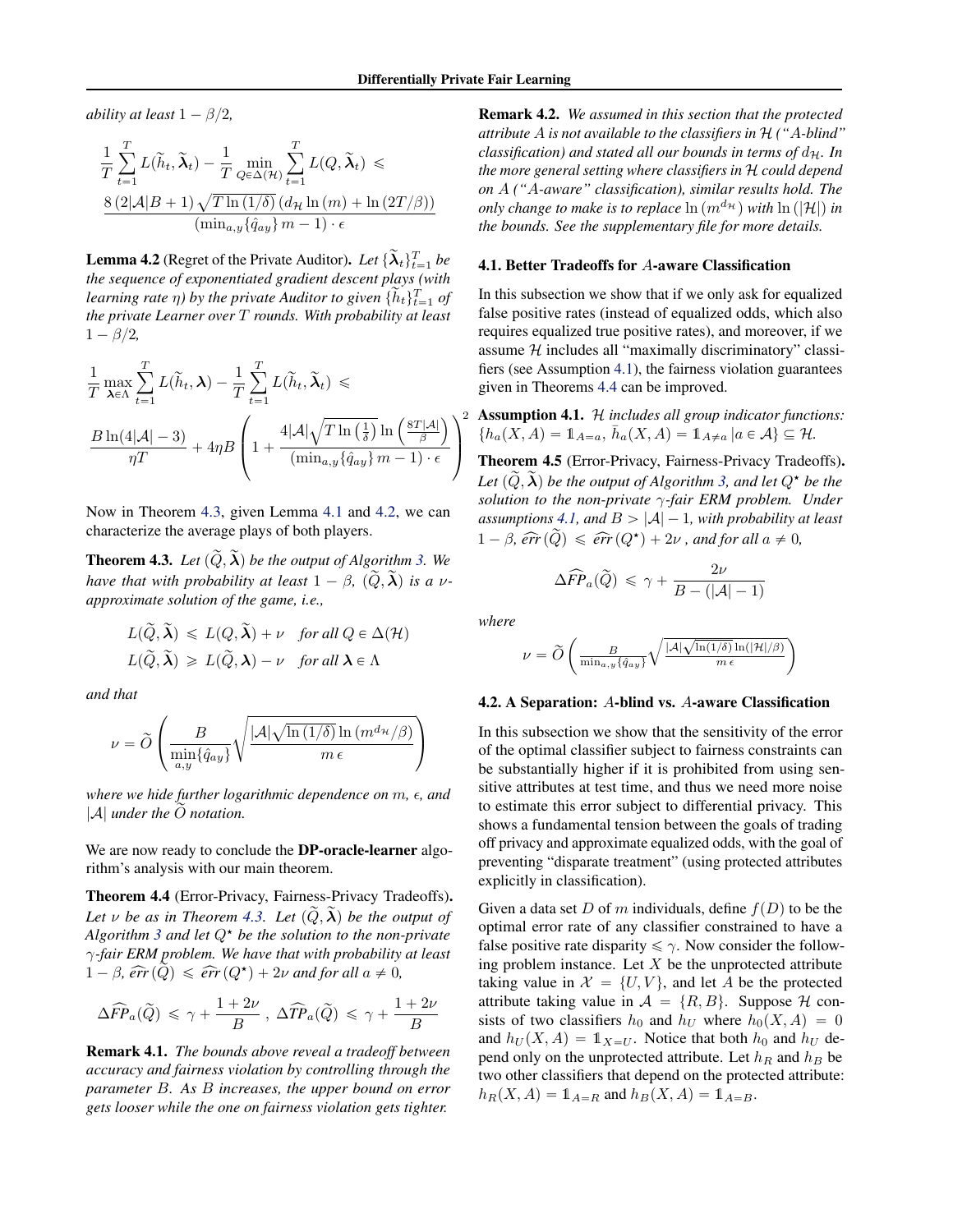*ability at least* $1 - \beta/2$*,*

$$\frac{1}{T}\sum_{t=1}^{T} L(\widetilde{h}_t, \widetilde{\boldsymbol{\lambda}}_t) - \frac{1}{T}\min_{Q\in\Delta(\mathcal{H})}\sum_{t=1}^{T} L(Q, \widetilde{\boldsymbol{\lambda}}_t) \leqslant \frac{8\left(2|\mathcal{A}|B+1\right)\sqrt{T\ln\left(1/\delta\right)}\left(d_{\mathcal{H}}\ln\left(m\right)+\ln\left(2T/\beta\right)\right)}{\left(\min_{a,y}\{\hat{q}_{ay}\}\, m - 1\right)\cdot\epsilon}$$

**Lemma 4.2** (Regret of the Private Auditor). *Let* $\{\widetilde{\boldsymbol{\lambda}}_t\}_{t=1}^T$ *be the sequence of exponentiated gradient descent plays (with learning rate* $\eta$*) by the private Auditor to given* $\{\widetilde{h}_t\}_{t=1}^T$ *of the private Learner over* $T$ *rounds. With probability at least* $1 - \beta/2$*,*

$$\frac{1}{T}\max_{\boldsymbol{\lambda}\in\Lambda}\sum_{t=1}^{T} L(\widetilde{h}_t, \boldsymbol{\lambda}) - \frac{1}{T}\sum_{t=1}^{T} L(\widetilde{h}_t, \widetilde{\boldsymbol{\lambda}}_t) \leqslant \frac{B\ln(4|\mathcal{A}|-3)}{\eta T} + 4\eta B\left(1 + \frac{4|\mathcal{A}|\sqrt{T\ln\left(\frac{1}{\delta}\right)}\ln\left(\frac{8T|\mathcal{A}|}{\beta}\right)}{\left(\min_{a,y}\{\hat{q}_{ay}\}\, m - 1\right)\cdot\epsilon}\right)^2$$

Now in Theorem 4.3, given Lemma 4.1 and 4.2, we can characterize the average plays of both players.

**Theorem 4.3.** *Let* $(\widetilde{Q}, \widetilde{\boldsymbol{\lambda}})$ *be the output of Algorithm 3. We have that with probability at least* $1-\beta$*,* $(\widetilde{Q}, \widetilde{\boldsymbol{\lambda}})$ *is a* $\nu$*-approximate solution of the game, i.e.,*

$$L(\widetilde{Q}, \widetilde{\boldsymbol{\lambda}}) \leqslant L(Q, \widetilde{\boldsymbol{\lambda}}) + \nu \quad \textit{for all } Q \in \Delta(\mathcal{H})$$
$$L(\widetilde{Q}, \widetilde{\boldsymbol{\lambda}}) \geqslant L(\widetilde{Q}, \boldsymbol{\lambda}) - \nu \quad \textit{for all } \boldsymbol{\lambda} \in \Lambda$$

*and that*

$$\nu = \widetilde{O}\left(\frac{B}{\min\limits_{a,y}\{\hat{q}_{ay}\}}\sqrt{\frac{|\mathcal{A}|\sqrt{\ln\left(1/\delta\right)}\ln\left(m^{d_{\mathcal{H}}}/\beta\right)}{m\,\epsilon}}\right)$$

*where we hide further logarithmic dependence on* $m$*,* $\epsilon$*, and* $|\mathcal{A}|$ *under the* $\widetilde{O}$ *notation.*

We are now ready to conclude the **DP-oracle-learner** algorithm's analysis with our main theorem.

**Theorem 4.4** (Error-Privacy, Fairness-Privacy Tradeoffs). *Let* $\nu$ *be as in Theorem 4.3. Let* $(\widetilde{Q}, \widetilde{\boldsymbol{\lambda}})$ *be the output of Algorithm 3 and let* $Q^\star$ *be the solution to the non-private* $\gamma$*-fair ERM problem. We have that with probability at least* $1-\beta$*,* $\widehat{err}(\widetilde{Q}) \leqslant \widehat{err}(Q^\star) + 2\nu$ *and for all* $a \neq 0$*,*

$$\Delta\widehat{FP}_a(\widetilde{Q}) \leqslant \gamma + \frac{1+2\nu}{B}\ ,\ \Delta\widehat{TP}_a(\widetilde{Q}) \leqslant \gamma + \frac{1+2\nu}{B}$$

**Remark 4.1.** *The bounds above reveal a tradeoff between accuracy and fairness violation by controlling through the parameter* $B$*. As* $B$ *increases, the upper bound on error gets looser while the one on fairness violation gets tighter.*

**Remark 4.2.** *We assumed in this section that the protected attribute* $A$ *is not available to the classifiers in* $\mathcal{H}$ *("A-blind" classification) and stated all our bounds in terms of* $d_{\mathcal{H}}$*. In the more general setting where classifiers in* $\mathcal{H}$ *could depend on* $A$ *("A-aware" classification), similar results hold. The only change to make is to replace* $\ln\left(m^{d_{\mathcal{H}}}\right)$ *with* $\ln\left(|\mathcal{H}|\right)$ *in the bounds. See the supplementary file for more details.*

### 4.1. Better Tradeoffs for $A$-aware Classification

In this subsection we show that if we only ask for equalized false positive rates (instead of equalized odds, which also requires equalized true positive rates), and moreover, if we assume $\mathcal{H}$ includes all "maximally discriminatory" classifiers (see Assumption 4.1), the fairness violation guarantees given in Theorems 4.4 can be improved.

**Assumption 4.1.** $\mathcal{H}$ *includes all group indicator functions:* $\{h_a(X,A) = \mathbb{1}_{A=a},\ \bar{h}_a(X,A) = \mathbb{1}_{A\neq a}\,|\, a \in \mathcal{A}\} \subseteq \mathcal{H}$*.*

**Theorem 4.5** (Error-Privacy, Fairness-Privacy Tradeoffs). *Let* $(\widetilde{Q}, \widetilde{\boldsymbol{\lambda}})$ *be the output of Algorithm 3, and let* $Q^\star$ *be the solution to the non-private* $\gamma$*-fair ERM problem. Under assumptions 4.1, and* $B > |\mathcal{A}| - 1$*, with probability at least* $1-\beta$*,* $\widehat{err}(\widetilde{Q}) \leqslant \widehat{err}(Q^\star) + 2\nu$ *, and for all* $a \neq 0$*,*

$$\Delta\widehat{FP}_a(\widetilde{Q}) \leqslant \gamma + \frac{2\nu}{B - (|\mathcal{A}|-1)}$$

*where*

$$\nu = \widetilde{O}\left(\frac{B}{\min_{a,y}\{\hat{q}_{ay}\}}\sqrt{\frac{|\mathcal{A}|\sqrt{\ln(1/\delta)}\ln(|\mathcal{H}|/\beta)}{m\,\epsilon}}\right)$$

### 4.2. A Separation: $A$-blind vs. $A$-aware Classification

In this subsection we show that the sensitivity of the error of the optimal classifier subject to fairness constraints can be substantially higher if it is prohibited from using sensitive attributes at test time, and thus we need more noise to estimate this error subject to differential privacy. This shows a fundamental tension between the goals of trading off privacy and approximate equalized odds, with the goal of preventing "disparate treatment" (using protected attributes explicitly in classification).

Given a data set $D$ of $m$ individuals, define $f(D)$ to be the optimal error rate of any classifier constrained to have a false positive rate disparity $\leqslant \gamma$. Now consider the following problem instance. Let $X$ be the unprotected attribute taking value in $\mathcal{X} = \{U, V\}$, and let $A$ be the protected attribute taking value in $\mathcal{A} = \{R, B\}$. Suppose $\mathcal{H}$ consists of two classifiers $h_0$ and $h_U$ where $h_0(X,A) = 0$ and $h_U(X,A) = \mathbb{1}_{X=U}$. Notice that both $h_0$ and $h_U$ depend only on the unprotected attribute. Let $h_R$ and $h_B$ be two other classifiers that depend on the protected attribute: $h_R(X,A) = \mathbb{1}_{A=R}$ and $h_B(X,A) = \mathbb{1}_{A=B}$.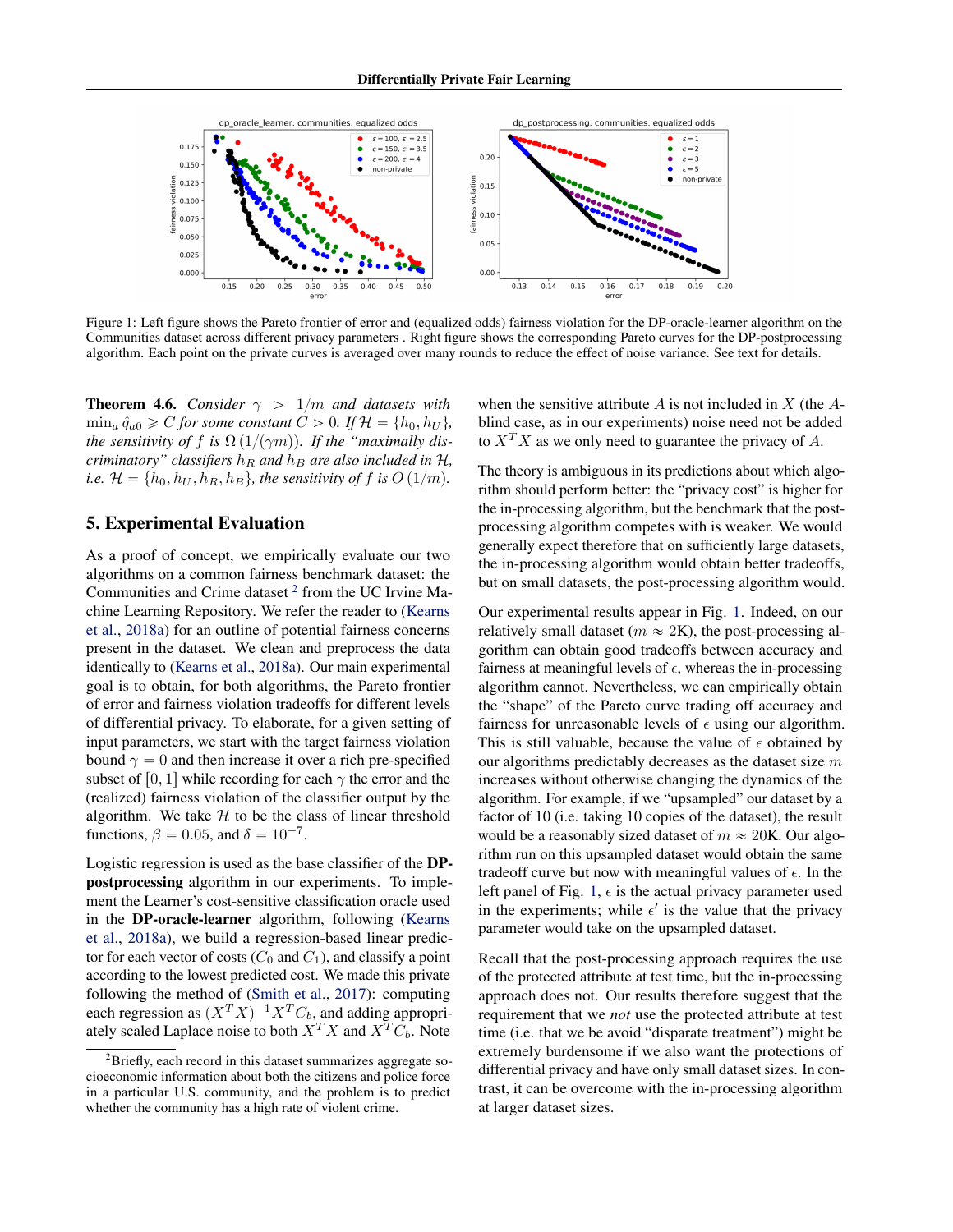Figure 1: Left figure shows the Pareto frontier of error and (equalized odds) fairness violation for the DP-oracle-learner algorithm on the Communities dataset across different privacy parameters . Right figure shows the corresponding Pareto curves for the DP-postprocessing algorithm. Each point on the private curves is averaged over many rounds to reduce the effect of noise variance. See text for details.

**Theorem 4.6.** *Consider $\gamma > 1/m$ and datasets with $\min_a \hat{q}_{a0} \geqslant C$ for some constant $C > 0$. If $\mathcal{H} = \{h_0, h_U\}$, the sensitivity of $f$ is $\Omega(1/(\gamma m))$. If the "maximally discriminatory" classifiers $h_R$ and $h_B$ are also included in $\mathcal{H}$, i.e. $\mathcal{H} = \{h_0, h_U, h_R, h_B\}$, the sensitivity of $f$ is $O(1/m)$.*

## 5. Experimental Evaluation

As a proof of concept, we empirically evaluate our two algorithms on a common fairness benchmark dataset: the Communities and Crime dataset [2] from the UC Irvine Machine Learning Repository. We refer the reader to (Kearns et al., 2018a) for an outline of potential fairness concerns present in the dataset. We clean and preprocess the data identically to (Kearns et al., 2018a). Our main experimental goal is to obtain, for both algorithms, the Pareto frontier of error and fairness violation tradeoffs for different levels of differential privacy. To elaborate, for a given setting of input parameters, we start with the target fairness violation bound $\gamma = 0$ and then increase it over a rich pre-specified subset of $[0, 1]$ while recording for each $\gamma$ the error and the (realized) fairness violation of the classifier output by the algorithm. We take $\mathcal{H}$ to be the class of linear threshold functions, $\beta = 0.05$, and $\delta = 10^{-7}$.

Logistic regression is used as the base classifier of the **DP-postprocessing** algorithm in our experiments. To implement the Learner's cost-sensitive classification oracle used in the **DP-oracle-learner** algorithm, following (Kearns et al., 2018a), we build a regression-based linear predictor for each vector of costs ($C_0$ and $C_1$), and classify a point according to the lowest predicted cost. We made this private following the method of (Smith et al., 2017): computing each regression as $(X^T X)^{-1} X^T C_b$, and adding appropriately scaled Laplace noise to both $X^T X$ and $X^T C_b$. Note when the sensitive attribute $A$ is not included in $X$ (the $A$-blind case, as in our experiments) noise need not be added to $X^T X$ as we only need to guarantee the privacy of $A$.

The theory is ambiguous in its predictions about which algorithm should perform better: the "privacy cost" is higher for the in-processing algorithm, but the benchmark that the post-processing algorithm competes with is weaker. We would generally expect therefore that on sufficiently large datasets, the in-processing algorithm would obtain better tradeoffs, but on small datasets, the post-processing algorithm would.

Our experimental results appear in Fig. 1. Indeed, on our relatively small dataset ($m \approx 2$K), the post-processing algorithm can obtain good tradeoffs between accuracy and fairness at meaningful levels of $\epsilon$, whereas the in-processing algorithm cannot. Nevertheless, we can empirically obtain the "shape" of the Pareto curve trading off accuracy and fairness for unreasonable levels of $\epsilon$ using our algorithm. This is still valuable, because the value of $\epsilon$ obtained by our algorithms predictably decreases as the dataset size $m$ increases without otherwise changing the dynamics of the algorithm. For example, if we "upsampled" our dataset by a factor of 10 (i.e. taking 10 copies of the dataset), the result would be a reasonably sized dataset of $m \approx 20$K. Our algorithm run on this upsampled dataset would obtain the same tradeoff curve but now with meaningful values of $\epsilon$. In the left panel of Fig. 1, $\epsilon$ is the actual privacy parameter used in the experiments; while $\epsilon'$ is the value that the privacy parameter would take on the upsampled dataset.

Recall that the post-processing approach requires the use of the protected attribute at test time, but the in-processing approach does not. Our results therefore suggest that the requirement that we *not* use the protected attribute at test time (i.e. that we be avoid "disparate treatment") might be extremely burdensome if we also want the protections of differential privacy and have only small dataset sizes. In contrast, it can be overcome with the in-processing algorithm at larger dataset sizes.

[2] Briefly, each record in this dataset summarizes aggregate socioeconomic information about both the citizens and police force in a particular U.S. community, and the problem is to predict whether the community has a high rate of violent crime.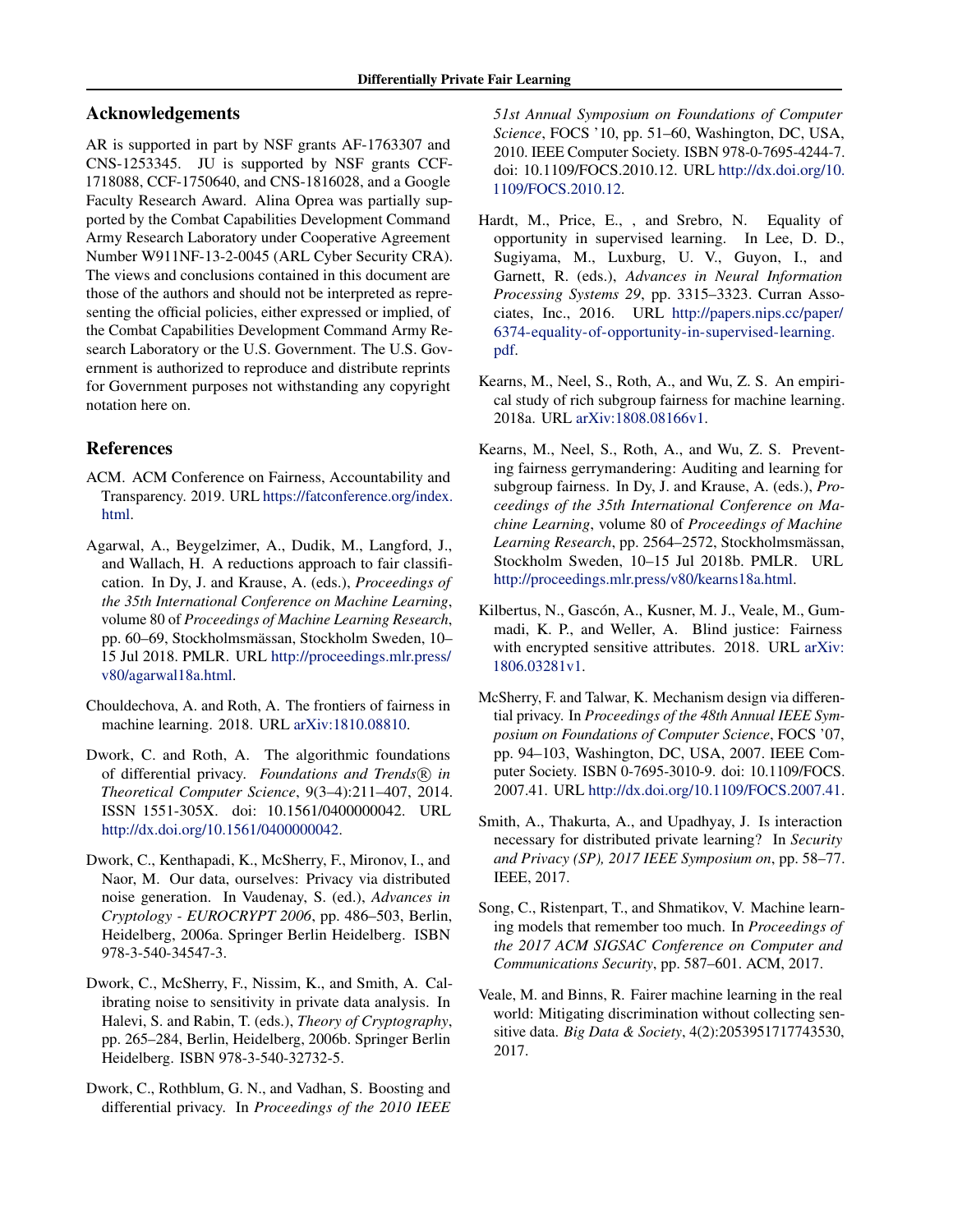## Acknowledgements

AR is supported in part by NSF grants AF-1763307 and CNS-1253345. JU is supported by NSF grants CCF-1718088, CCF-1750640, and CNS-1816028, and a Google Faculty Research Award. Alina Oprea was partially supported by the Combat Capabilities Development Command Army Research Laboratory under Cooperative Agreement Number W911NF-13-2-0045 (ARL Cyber Security CRA). The views and conclusions contained in this document are those of the authors and should not be interpreted as representing the official policies, either expressed or implied, of the Combat Capabilities Development Command Army Research Laboratory or the U.S. Government. The U.S. Government is authorized to reproduce and distribute reprints for Government purposes not withstanding any copyright notation here on.

## References

ACM. ACM Conference on Fairness, Accountability and Transparency. 2019. URL https://fatconference.org/index.html.

Agarwal, A., Beygelzimer, A., Dudik, M., Langford, J., and Wallach, H. A reductions approach to fair classification. In Dy, J. and Krause, A. (eds.), *Proceedings of the 35th International Conference on Machine Learning*, volume 80 of *Proceedings of Machine Learning Research*, pp. 60–69, Stockholmsmässan, Stockholm Sweden, 10–15 Jul 2018. PMLR. URL http://proceedings.mlr.press/v80/agarwal18a.html.

Chouldechova, A. and Roth, A. The frontiers of fairness in machine learning. 2018. URL arXiv:1810.08810.

Dwork, C. and Roth, A. The algorithmic foundations of differential privacy. *Foundations and Trends® in Theoretical Computer Science*, 9(3–4):211–407, 2014. ISSN 1551-305X. doi: 10.1561/0400000042. URL http://dx.doi.org/10.1561/0400000042.

Dwork, C., Kenthapadi, K., McSherry, F., Mironov, I., and Naor, M. Our data, ourselves: Privacy via distributed noise generation. In Vaudenay, S. (ed.), *Advances in Cryptology - EUROCRYPT 2006*, pp. 486–503, Berlin, Heidelberg, 2006a. Springer Berlin Heidelberg. ISBN 978-3-540-34547-3.

Dwork, C., McSherry, F., Nissim, K., and Smith, A. Calibrating noise to sensitivity in private data analysis. In Halevi, S. and Rabin, T. (eds.), *Theory of Cryptography*, pp. 265–284, Berlin, Heidelberg, 2006b. Springer Berlin Heidelberg. ISBN 978-3-540-32732-5.

Dwork, C., Rothblum, G. N., and Vadhan, S. Boosting and differential privacy. In *Proceedings of the 2010 IEEE 51st Annual Symposium on Foundations of Computer Science*, FOCS '10, pp. 51–60, Washington, DC, USA, 2010. IEEE Computer Society. ISBN 978-0-7695-4244-7. doi: 10.1109/FOCS.2010.12. URL http://dx.doi.org/10.1109/FOCS.2010.12.

Hardt, M., Price, E., , and Srebro, N. Equality of opportunity in supervised learning. In Lee, D. D., Sugiyama, M., Luxburg, U. V., Guyon, I., and Garnett, R. (eds.), *Advances in Neural Information Processing Systems 29*, pp. 3315–3323. Curran Associates, Inc., 2016. URL http://papers.nips.cc/paper/6374-equality-of-opportunity-in-supervised-learning.pdf.

Kearns, M., Neel, S., Roth, A., and Wu, Z. S. An empirical study of rich subgroup fairness for machine learning. 2018a. URL arXiv:1808.08166v1.

Kearns, M., Neel, S., Roth, A., and Wu, Z. S. Preventing fairness gerrymandering: Auditing and learning for subgroup fairness. In Dy, J. and Krause, A. (eds.), *Proceedings of the 35th International Conference on Machine Learning*, volume 80 of *Proceedings of Machine Learning Research*, pp. 2564–2572, Stockholmsmässan, Stockholm Sweden, 10–15 Jul 2018b. PMLR. URL http://proceedings.mlr.press/v80/kearns18a.html.

Kilbertus, N., Gascón, A., Kusner, M. J., Veale, M., Gummadi, K. P., and Weller, A. Blind justice: Fairness with encrypted sensitive attributes. 2018. URL arXiv:1806.03281v1.

McSherry, F. and Talwar, K. Mechanism design via differential privacy. In *Proceedings of the 48th Annual IEEE Symposium on Foundations of Computer Science*, FOCS '07, pp. 94–103, Washington, DC, USA, 2007. IEEE Computer Society. ISBN 0-7695-3010-9. doi: 10.1109/FOCS.2007.41. URL http://dx.doi.org/10.1109/FOCS.2007.41.

Smith, A., Thakurta, A., and Upadhyay, J. Is interaction necessary for distributed private learning? In *Security and Privacy (SP), 2017 IEEE Symposium on*, pp. 58–77. IEEE, 2017.

Song, C., Ristenpart, T., and Shmatikov, V. Machine learning models that remember too much. In *Proceedings of the 2017 ACM SIGSAC Conference on Computer and Communications Security*, pp. 587–601. ACM, 2017.

Veale, M. and Binns, R. Fairer machine learning in the real world: Mitigating discrimination without collecting sensitive data. *Big Data & Society*, 4(2):2053951717743530, 2017.